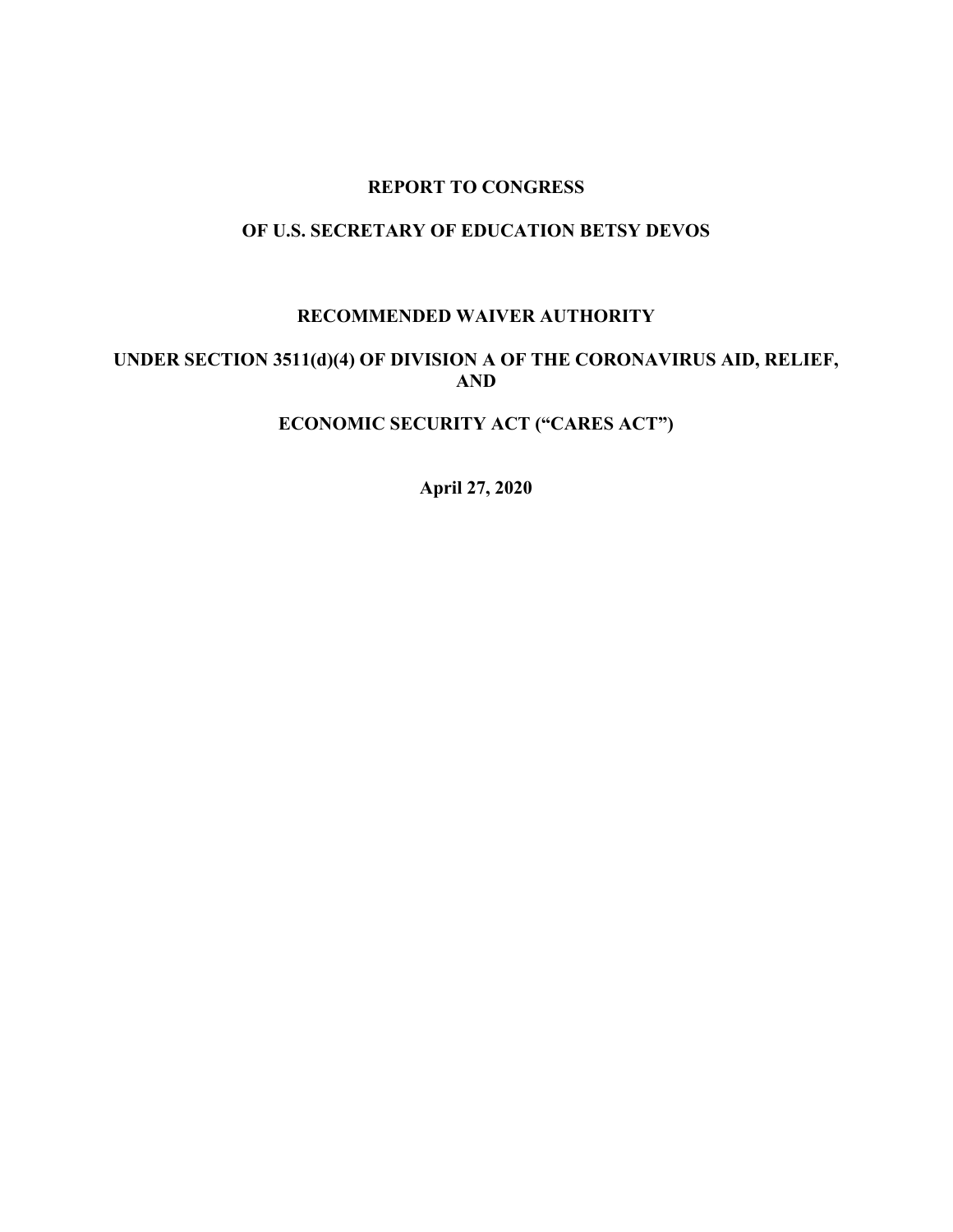# REPORT TO CONGRESS

# OF U.S. SECRETARY OF EDUCATION BETSY DEVOS

## RECOMMENDED WAIVER AUTHORITY

## UNDER SECTION 3511(d)(4) OF DIVISION A OF THE CORONAVIRUS AID, RELIEF, AND

## ECONOMIC SECURITY ACT ("CARES ACT")

**April 27, 2020**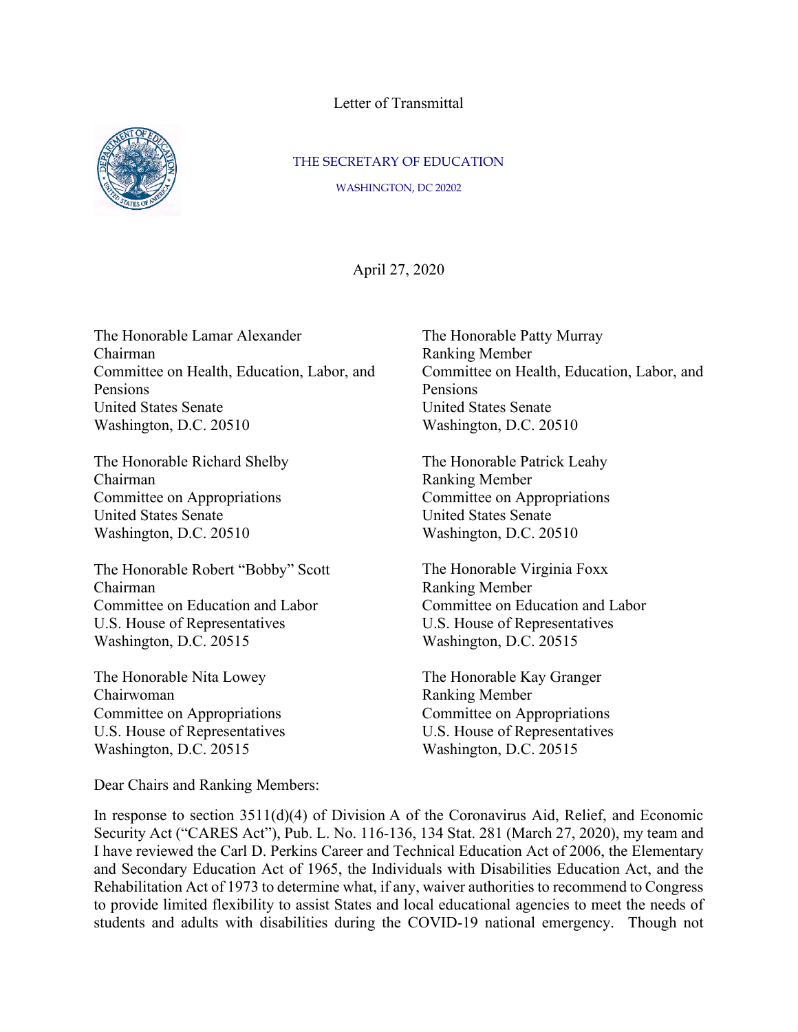Letter of Transmittal

THE SECRETARY OF EDUCATION

WASHINGTON, DC 20202

April 27, 2020

The Honorable Lamar Alexander
Chairman
Committee on Health, Education, Labor, and Pensions
United States Senate
Washington, D.C. 20510

The Honorable Patty Murray
Ranking Member
Committee on Health, Education, Labor, and Pensions
United States Senate
Washington, D.C. 20510

The Honorable Richard Shelby
Chairman
Committee on Appropriations
United States Senate
Washington, D.C. 20510

The Honorable Patrick Leahy
Ranking Member
Committee on Appropriations
United States Senate
Washington, D.C. 20510

The Honorable Robert "Bobby" Scott
Chairman
Committee on Education and Labor
U.S. House of Representatives
Washington, D.C. 20515

The Honorable Virginia Foxx
Ranking Member
Committee on Education and Labor
U.S. House of Representatives
Washington, D.C. 20515

The Honorable Nita Lowey
Chairwoman
Committee on Appropriations
U.S. House of Representatives
Washington, D.C. 20515

The Honorable Kay Granger
Ranking Member
Committee on Appropriations
U.S. House of Representatives
Washington, D.C. 20515

Dear Chairs and Ranking Members:

In response to section 3511(d)(4) of Division A of the Coronavirus Aid, Relief, and Economic Security Act ("CARES Act"), Pub. L. No. 116-136, 134 Stat. 281 (March 27, 2020), my team and I have reviewed the Carl D. Perkins Career and Technical Education Act of 2006, the Elementary and Secondary Education Act of 1965, the Individuals with Disabilities Education Act, and the Rehabilitation Act of 1973 to determine what, if any, waiver authorities to recommend to Congress to provide limited flexibility to assist States and local educational agencies to meet the needs of students and adults with disabilities during the COVID-19 national emergency. Though not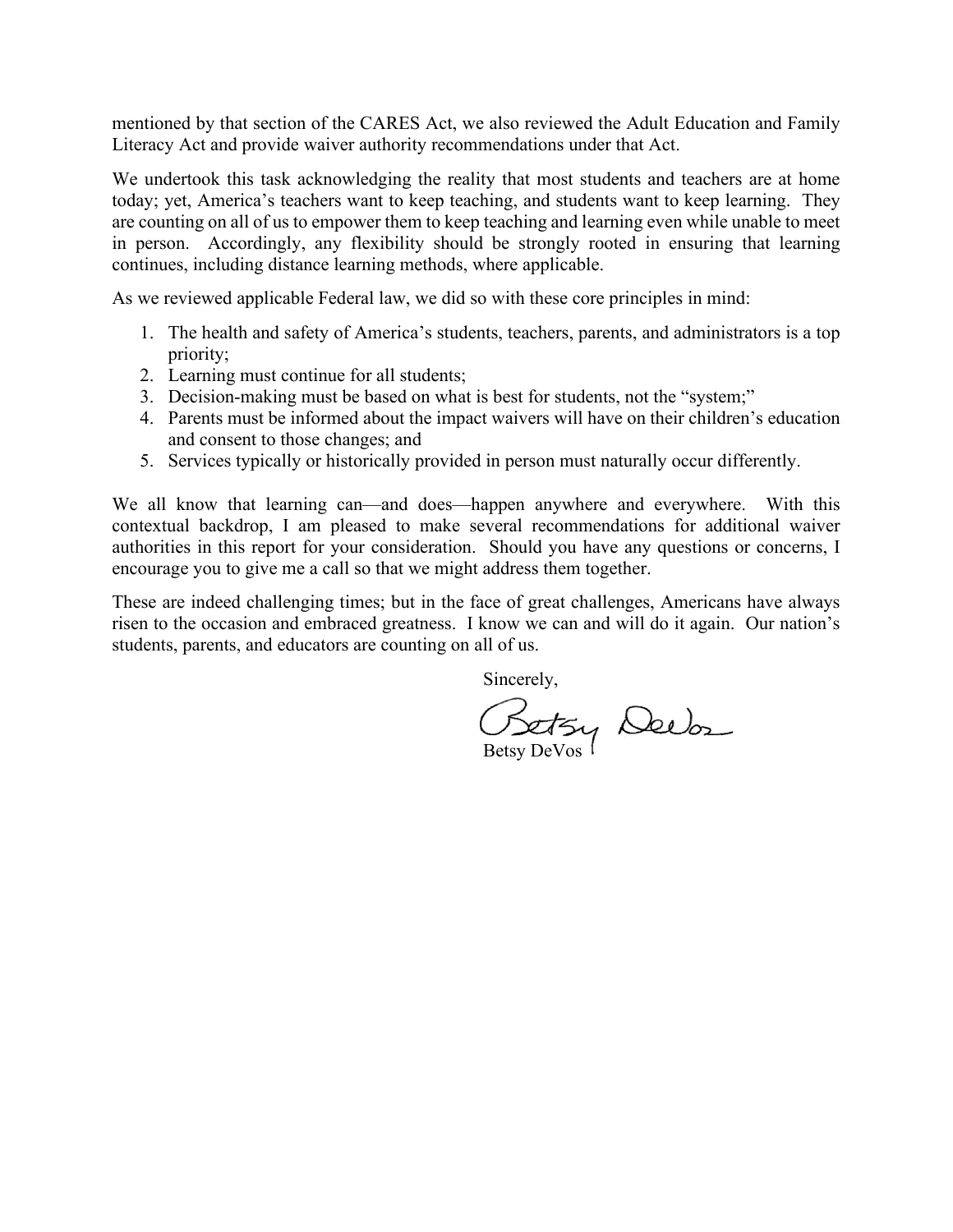mentioned by that section of the CARES Act, we also reviewed the Adult Education and Family Literacy Act and provide waiver authority recommendations under that Act.

We undertook this task acknowledging the reality that most students and teachers are at home today; yet, America's teachers want to keep teaching, and students want to keep learning. They are counting on all of us to empower them to keep teaching and learning even while unable to meet in person. Accordingly, any flexibility should be strongly rooted in ensuring that learning continues, including distance learning methods, where applicable.

As we reviewed applicable Federal law, we did so with these core principles in mind:

1. The health and safety of America's students, teachers, parents, and administrators is a top priority;
2. Learning must continue for all students;
3. Decision-making must be based on what is best for students, not the "system;"
4. Parents must be informed about the impact waivers will have on their children's education and consent to those changes; and
5. Services typically or historically provided in person must naturally occur differently.

We all know that learning can—and does—happen anywhere and everywhere. With this contextual backdrop, I am pleased to make several recommendations for additional waiver authorities in this report for your consideration. Should you have any questions or concerns, I encourage you to give me a call so that we might address them together.

These are indeed challenging times; but in the face of great challenges, Americans have always risen to the occasion and embraced greatness. I know we can and will do it again. Our nation's students, parents, and educators are counting on all of us.

Sincerely,

Betsy DeVos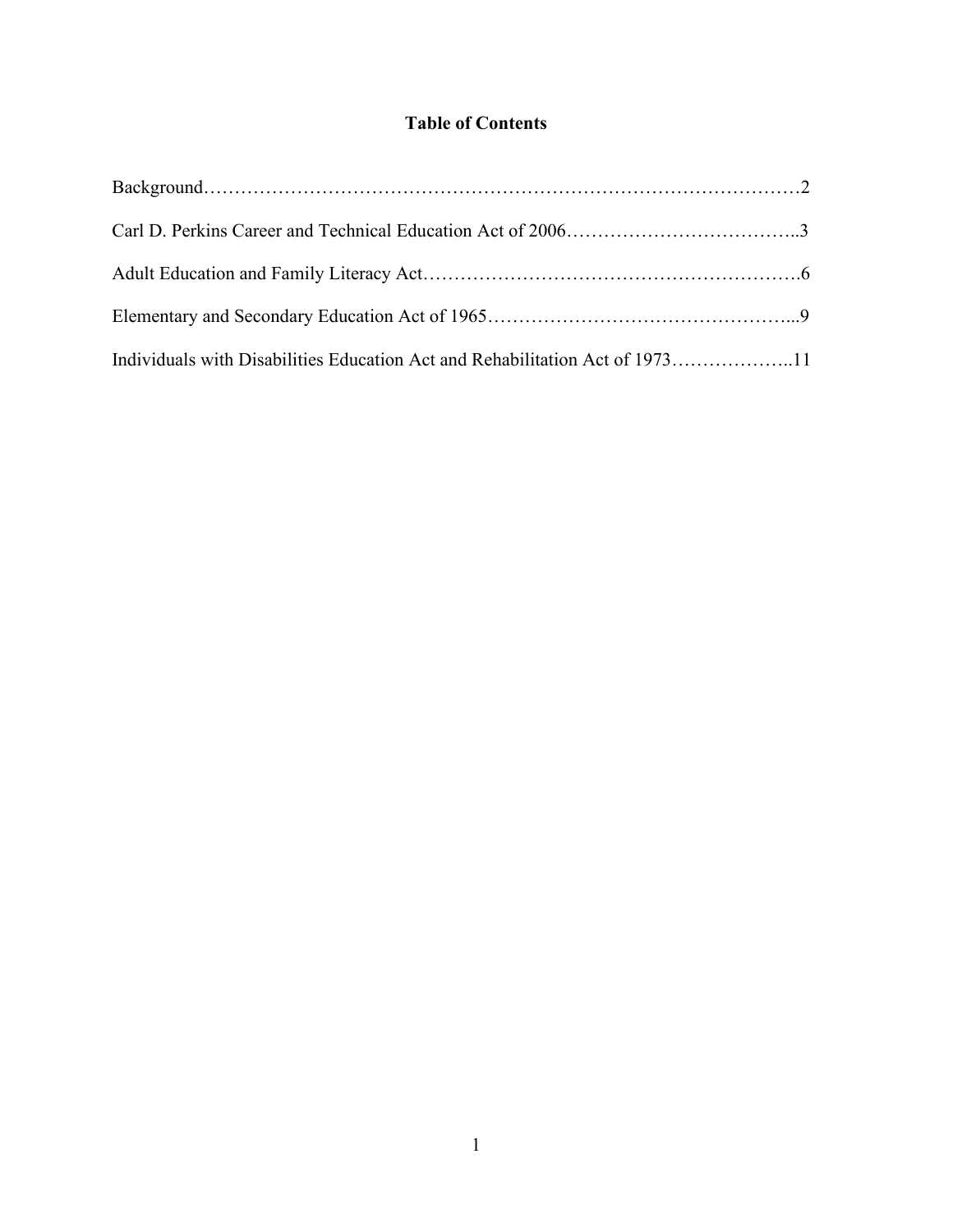# Table of Contents

Background……………………………………………………………………………………2

Carl D. Perkins Career and Technical Education Act of 2006………………………………..3

Adult Education and Family Literacy Act…………………………………………………….6

Elementary and Secondary Education Act of 1965…………………………………………...9

Individuals with Disabilities Education Act and Rehabilitation Act of 1973………………..11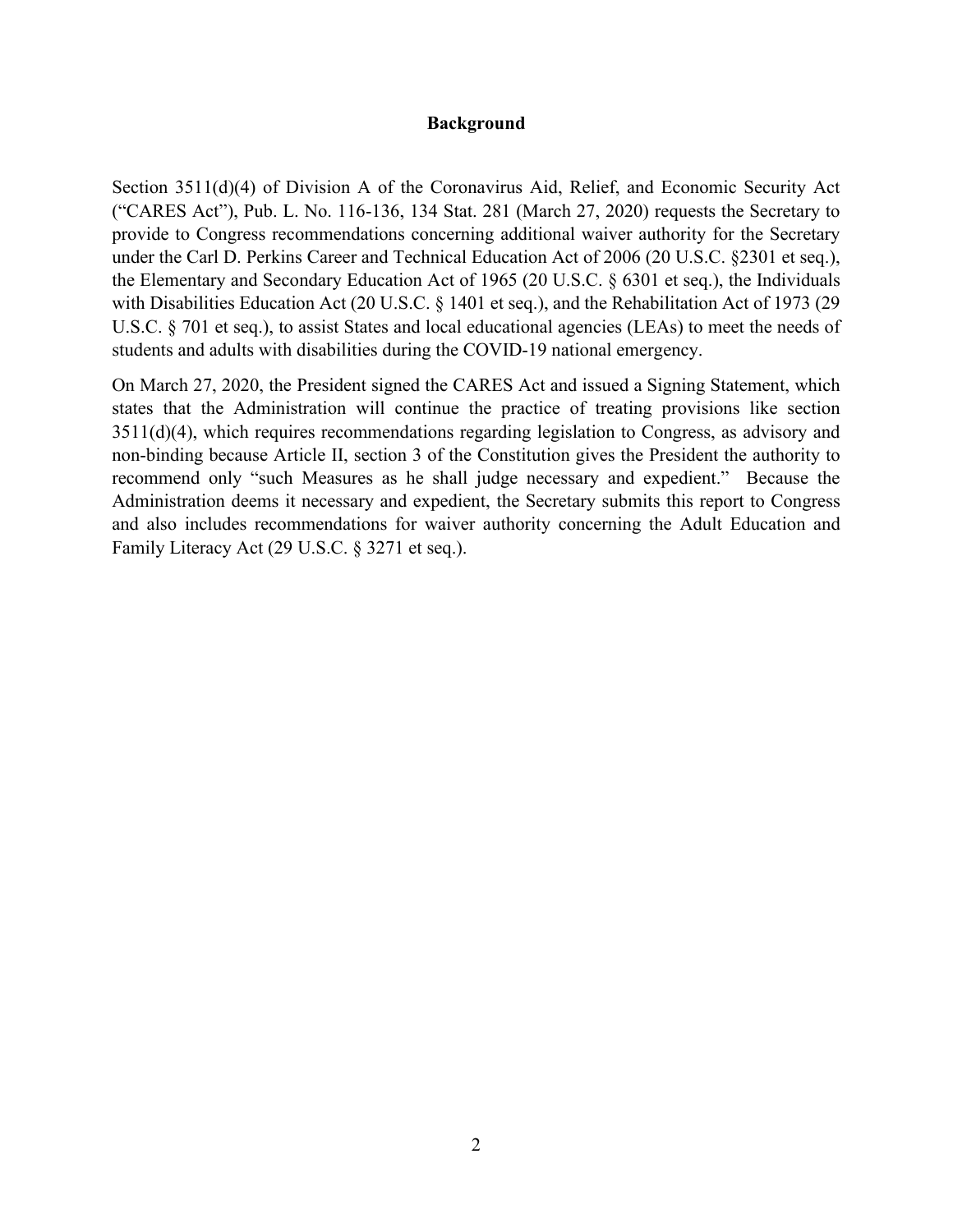## Background

Section 3511(d)(4) of Division A of the Coronavirus Aid, Relief, and Economic Security Act ("CARES Act"), Pub. L. No. 116-136, 134 Stat. 281 (March 27, 2020) requests the Secretary to provide to Congress recommendations concerning additional waiver authority for the Secretary under the Carl D. Perkins Career and Technical Education Act of 2006 (20 U.S.C. §2301 et seq.), the Elementary and Secondary Education Act of 1965 (20 U.S.C. § 6301 et seq.), the Individuals with Disabilities Education Act (20 U.S.C. § 1401 et seq.), and the Rehabilitation Act of 1973 (29 U.S.C. § 701 et seq.), to assist States and local educational agencies (LEAs) to meet the needs of students and adults with disabilities during the COVID-19 national emergency.

On March 27, 2020, the President signed the CARES Act and issued a Signing Statement, which states that the Administration will continue the practice of treating provisions like section 3511(d)(4), which requires recommendations regarding legislation to Congress, as advisory and non-binding because Article II, section 3 of the Constitution gives the President the authority to recommend only "such Measures as he shall judge necessary and expedient." Because the Administration deems it necessary and expedient, the Secretary submits this report to Congress and also includes recommendations for waiver authority concerning the Adult Education and Family Literacy Act (29 U.S.C. § 3271 et seq.).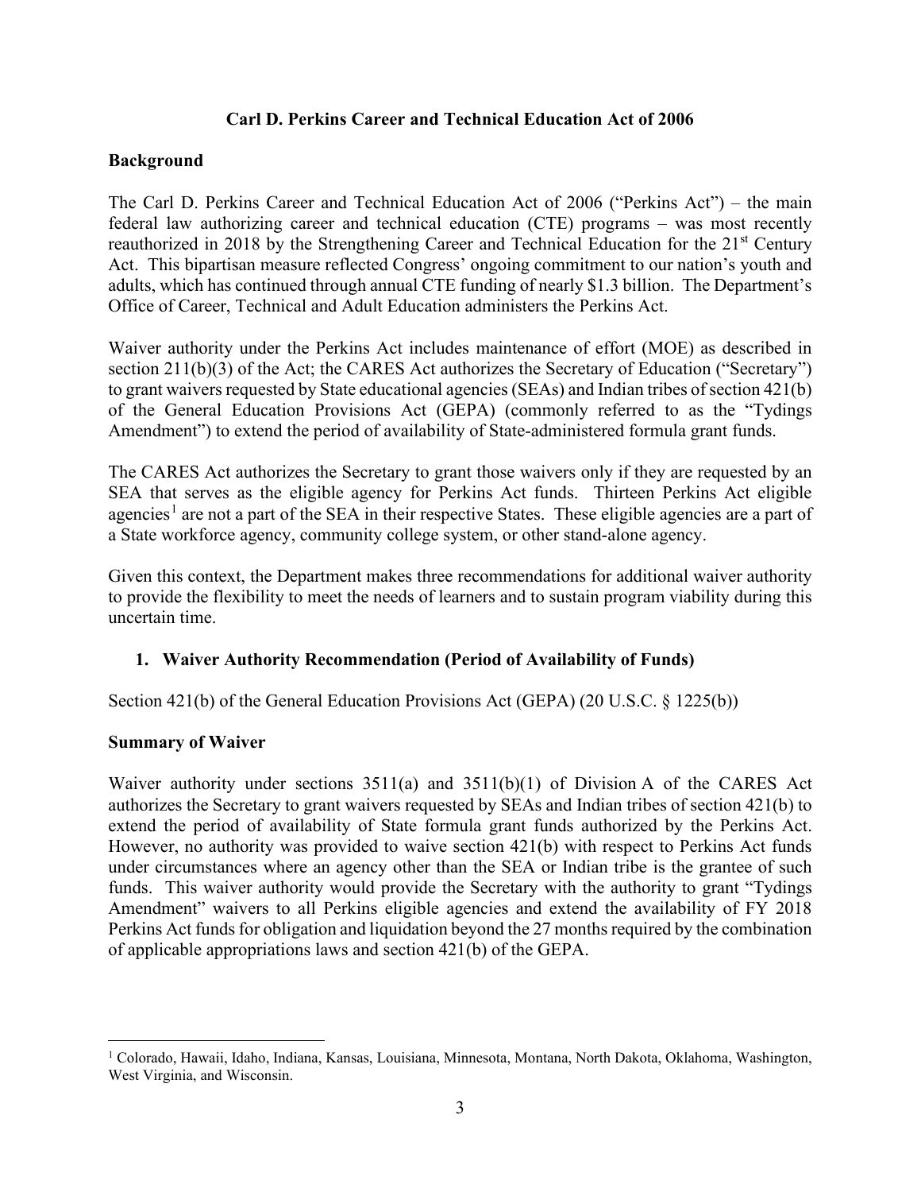## Carl D. Perkins Career and Technical Education Act of 2006

### Background

The Carl D. Perkins Career and Technical Education Act of 2006 ("Perkins Act") – the main federal law authorizing career and technical education (CTE) programs – was most recently reauthorized in 2018 by the Strengthening Career and Technical Education for the 21st Century Act. This bipartisan measure reflected Congress' ongoing commitment to our nation's youth and adults, which has continued through annual CTE funding of nearly $1.3 billion. The Department's Office of Career, Technical and Adult Education administers the Perkins Act.

Waiver authority under the Perkins Act includes maintenance of effort (MOE) as described in section 211(b)(3) of the Act; the CARES Act authorizes the Secretary of Education ("Secretary") to grant waivers requested by State educational agencies (SEAs) and Indian tribes of section 421(b) of the General Education Provisions Act (GEPA) (commonly referred to as the "Tydings Amendment") to extend the period of availability of State-administered formula grant funds.

The CARES Act authorizes the Secretary to grant those waivers only if they are requested by an SEA that serves as the eligible agency for Perkins Act funds. Thirteen Perkins Act eligible agencies[1] are not a part of the SEA in their respective States. These eligible agencies are a part of a State workforce agency, community college system, or other stand-alone agency.

Given this context, the Department makes three recommendations for additional waiver authority to provide the flexibility to meet the needs of learners and to sustain program viability during this uncertain time.

### 1. Waiver Authority Recommendation (Period of Availability of Funds)

Section 421(b) of the General Education Provisions Act (GEPA) (20 U.S.C. § 1225(b))

### Summary of Waiver

Waiver authority under sections 3511(a) and 3511(b)(1) of Division A of the CARES Act authorizes the Secretary to grant waivers requested by SEAs and Indian tribes of section 421(b) to extend the period of availability of State formula grant funds authorized by the Perkins Act. However, no authority was provided to waive section 421(b) with respect to Perkins Act funds under circumstances where an agency other than the SEA or Indian tribe is the grantee of such funds. This waiver authority would provide the Secretary with the authority to grant "Tydings Amendment" waivers to all Perkins eligible agencies and extend the availability of FY 2018 Perkins Act funds for obligation and liquidation beyond the 27 months required by the combination of applicable appropriations laws and section 421(b) of the GEPA.

---

[1] Colorado, Hawaii, Idaho, Indiana, Kansas, Louisiana, Minnesota, Montana, North Dakota, Oklahoma, Washington, West Virginia, and Wisconsin.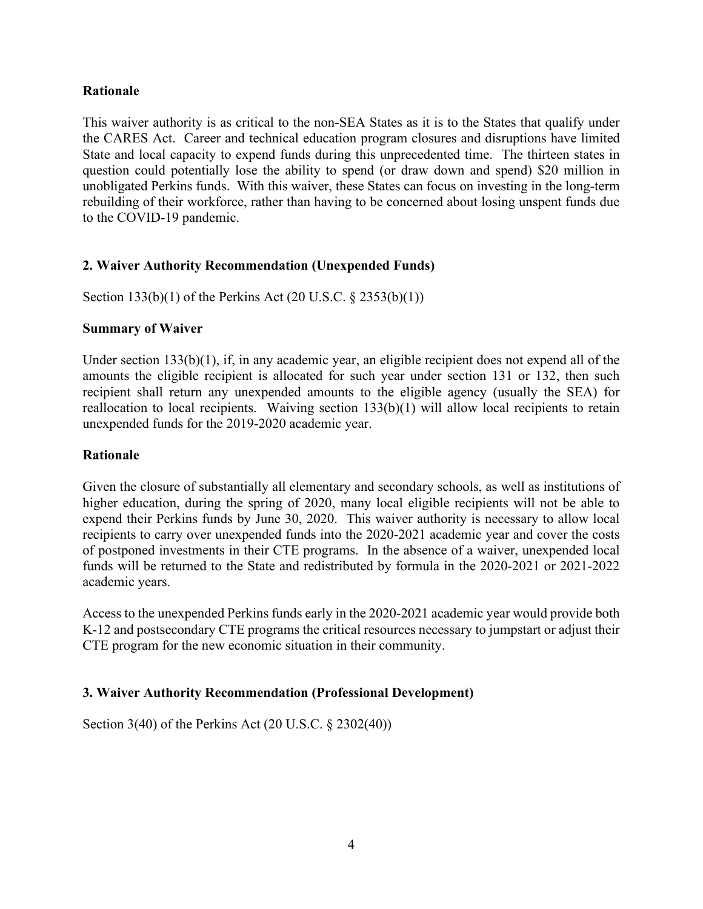**Rationale**

This waiver authority is as critical to the non-SEA States as it is to the States that qualify under the CARES Act. Career and technical education program closures and disruptions have limited State and local capacity to expend funds during this unprecedented time. The thirteen states in question could potentially lose the ability to spend (or draw down and spend) $20 million in unobligated Perkins funds. With this waiver, these States can focus on investing in the long-term rebuilding of their workforce, rather than having to be concerned about losing unspent funds due to the COVID-19 pandemic.

### 2. Waiver Authority Recommendation (Unexpended Funds)

Section 133(b)(1) of the Perkins Act (20 U.S.C. § 2353(b)(1))

**Summary of Waiver**

Under section 133(b)(1), if, in any academic year, an eligible recipient does not expend all of the amounts the eligible recipient is allocated for such year under section 131 or 132, then such recipient shall return any unexpended amounts to the eligible agency (usually the SEA) for reallocation to local recipients. Waiving section 133(b)(1) will allow local recipients to retain unexpended funds for the 2019-2020 academic year.

**Rationale**

Given the closure of substantially all elementary and secondary schools, as well as institutions of higher education, during the spring of 2020, many local eligible recipients will not be able to expend their Perkins funds by June 30, 2020. This waiver authority is necessary to allow local recipients to carry over unexpended funds into the 2020-2021 academic year and cover the costs of postponed investments in their CTE programs. In the absence of a waiver, unexpended local funds will be returned to the State and redistributed by formula in the 2020-2021 or 2021-2022 academic years.

Access to the unexpended Perkins funds early in the 2020-2021 academic year would provide both K-12 and postsecondary CTE programs the critical resources necessary to jumpstart or adjust their CTE program for the new economic situation in their community.

### 3. Waiver Authority Recommendation (Professional Development)

Section 3(40) of the Perkins Act (20 U.S.C. § 2302(40))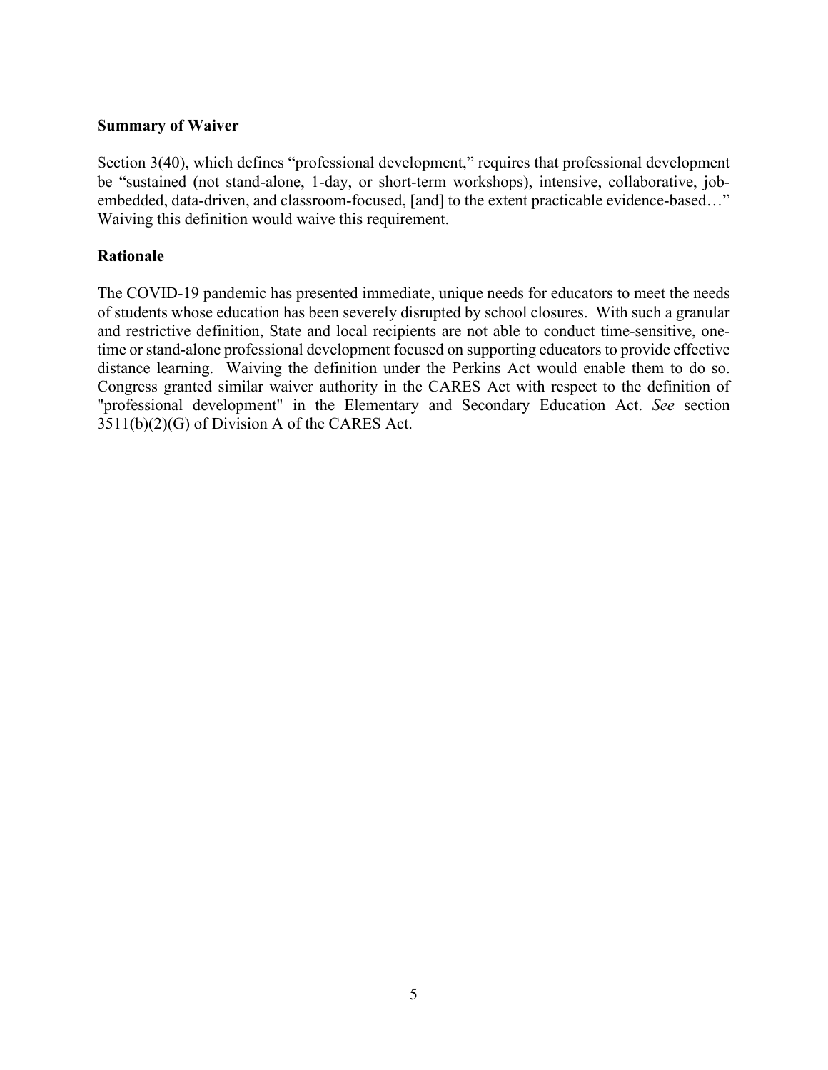**Summary of Waiver**

Section 3(40), which defines "professional development," requires that professional development be "sustained (not stand-alone, 1-day, or short-term workshops), intensive, collaborative, job-embedded, data-driven, and classroom-focused, [and] to the extent practicable evidence-based…" Waiving this definition would waive this requirement.

**Rationale**

The COVID-19 pandemic has presented immediate, unique needs for educators to meet the needs of students whose education has been severely disrupted by school closures. With such a granular and restrictive definition, State and local recipients are not able to conduct time-sensitive, one-time or stand-alone professional development focused on supporting educators to provide effective distance learning. Waiving the definition under the Perkins Act would enable them to do so. Congress granted similar waiver authority in the CARES Act with respect to the definition of "professional development" in the Elementary and Secondary Education Act. *See* section 3511(b)(2)(G) of Division A of the CARES Act.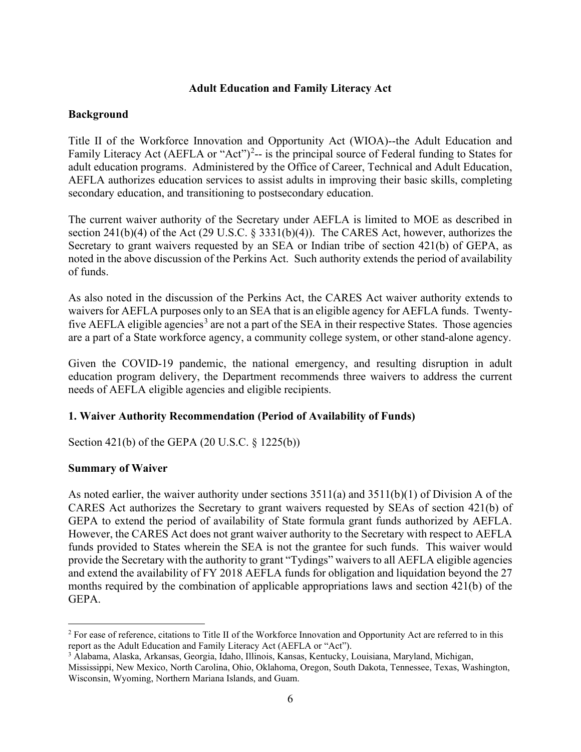## Adult Education and Family Literacy Act

### Background

Title II of the Workforce Innovation and Opportunity Act (WIOA)--the Adult Education and Family Literacy Act (AEFLA or "Act")[2]-- is the principal source of Federal funding to States for adult education programs. Administered by the Office of Career, Technical and Adult Education, AEFLA authorizes education services to assist adults in improving their basic skills, completing secondary education, and transitioning to postsecondary education.

The current waiver authority of the Secretary under AEFLA is limited to MOE as described in section 241(b)(4) of the Act (29 U.S.C. § 3331(b)(4)). The CARES Act, however, authorizes the Secretary to grant waivers requested by an SEA or Indian tribe of section 421(b) of GEPA, as noted in the above discussion of the Perkins Act. Such authority extends the period of availability of funds.

As also noted in the discussion of the Perkins Act, the CARES Act waiver authority extends to waivers for AEFLA purposes only to an SEA that is an eligible agency for AEFLA funds. Twenty-five AEFLA eligible agencies[3] are not a part of the SEA in their respective States. Those agencies are a part of a State workforce agency, a community college system, or other stand-alone agency.

Given the COVID-19 pandemic, the national emergency, and resulting disruption in adult education program delivery, the Department recommends three waivers to address the current needs of AEFLA eligible agencies and eligible recipients.

### 1. Waiver Authority Recommendation (Period of Availability of Funds)

Section 421(b) of the GEPA (20 U.S.C. § 1225(b))

### Summary of Waiver

As noted earlier, the waiver authority under sections 3511(a) and 3511(b)(1) of Division A of the CARES Act authorizes the Secretary to grant waivers requested by SEAs of section 421(b) of GEPA to extend the period of availability of State formula grant funds authorized by AEFLA. However, the CARES Act does not grant waiver authority to the Secretary with respect to AEFLA funds provided to States wherein the SEA is not the grantee for such funds. This waiver would provide the Secretary with the authority to grant "Tydings" waivers to all AEFLA eligible agencies and extend the availability of FY 2018 AEFLA funds for obligation and liquidation beyond the 27 months required by the combination of applicable appropriations laws and section 421(b) of the GEPA.

---

[2] For ease of reference, citations to Title II of the Workforce Innovation and Opportunity Act are referred to in this report as the Adult Education and Family Literacy Act (AEFLA or "Act").

[3] Alabama, Alaska, Arkansas, Georgia, Idaho, Illinois, Kansas, Kentucky, Louisiana, Maryland, Michigan, Mississippi, New Mexico, North Carolina, Ohio, Oklahoma, Oregon, South Dakota, Tennessee, Texas, Washington, Wisconsin, Wyoming, Northern Mariana Islands, and Guam.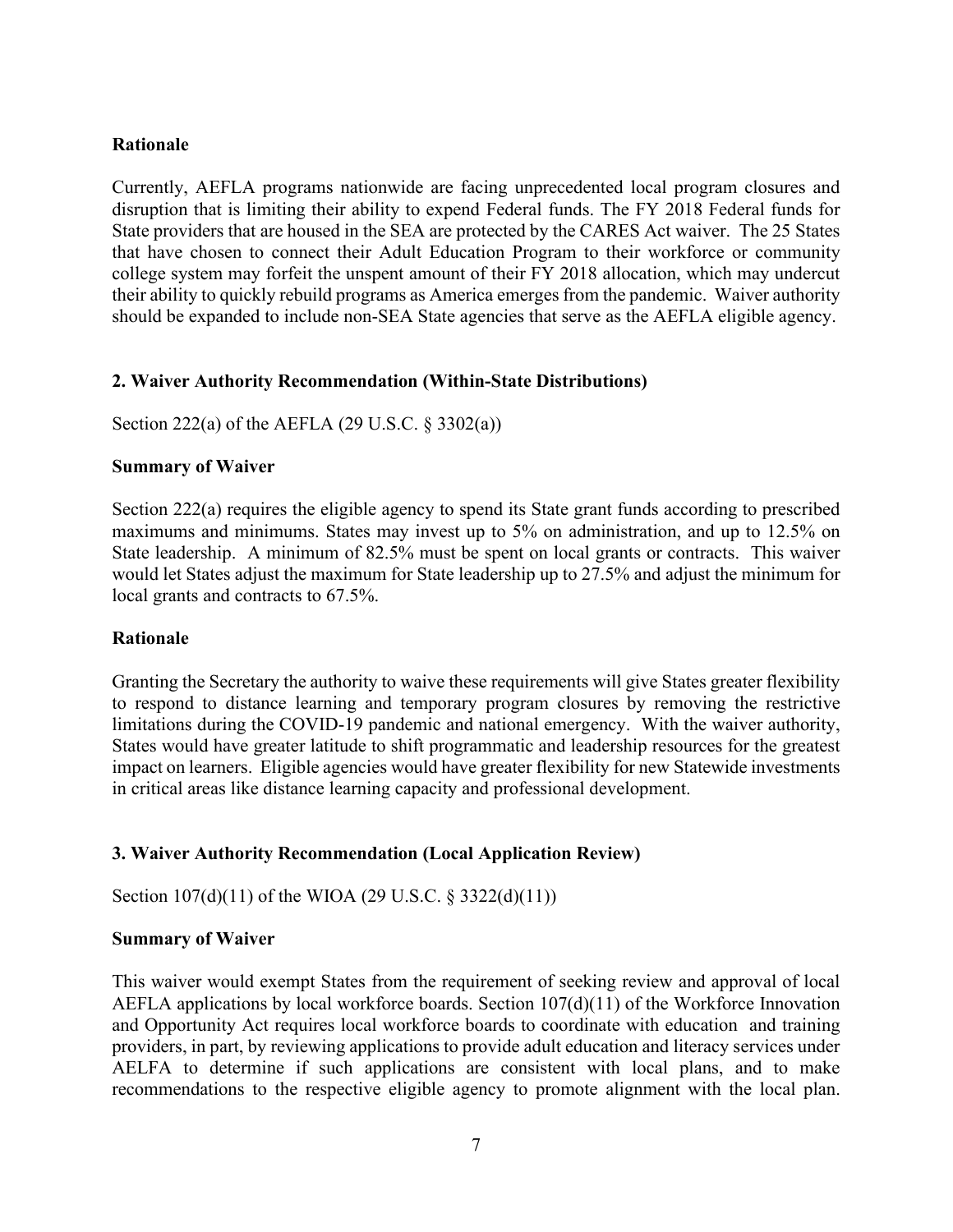**Rationale**

Currently, AEFLA programs nationwide are facing unprecedented local program closures and disruption that is limiting their ability to expend Federal funds. The FY 2018 Federal funds for State providers that are housed in the SEA are protected by the CARES Act waiver. The 25 States that have chosen to connect their Adult Education Program to their workforce or community college system may forfeit the unspent amount of their FY 2018 allocation, which may undercut their ability to quickly rebuild programs as America emerges from the pandemic. Waiver authority should be expanded to include non-SEA State agencies that serve as the AEFLA eligible agency.

**2. Waiver Authority Recommendation (Within-State Distributions)**

Section 222(a) of the AEFLA (29 U.S.C. § 3302(a))

**Summary of Waiver**

Section 222(a) requires the eligible agency to spend its State grant funds according to prescribed maximums and minimums. States may invest up to 5% on administration, and up to 12.5% on State leadership. A minimum of 82.5% must be spent on local grants or contracts. This waiver would let States adjust the maximum for State leadership up to 27.5% and adjust the minimum for local grants and contracts to 67.5%.

**Rationale**

Granting the Secretary the authority to waive these requirements will give States greater flexibility to respond to distance learning and temporary program closures by removing the restrictive limitations during the COVID-19 pandemic and national emergency. With the waiver authority, States would have greater latitude to shift programmatic and leadership resources for the greatest impact on learners. Eligible agencies would have greater flexibility for new Statewide investments in critical areas like distance learning capacity and professional development.

**3. Waiver Authority Recommendation (Local Application Review)**

Section 107(d)(11) of the WIOA (29 U.S.C. § 3322(d)(11))

**Summary of Waiver**

This waiver would exempt States from the requirement of seeking review and approval of local AEFLA applications by local workforce boards. Section 107(d)(11) of the Workforce Innovation and Opportunity Act requires local workforce boards to coordinate with education and training providers, in part, by reviewing applications to provide adult education and literacy services under AELFA to determine if such applications are consistent with local plans, and to make recommendations to the respective eligible agency to promote alignment with the local plan.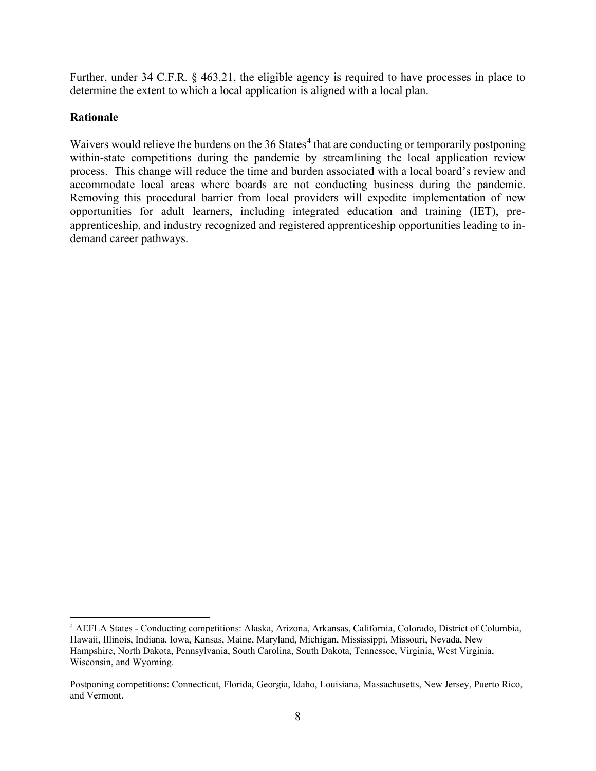Further, under 34 C.F.R. § 463.21, the eligible agency is required to have processes in place to determine the extent to which a local application is aligned with a local plan.

**Rationale**

Waivers would relieve the burdens on the 36 States[4] that are conducting or temporarily postponing within-state competitions during the pandemic by streamlining the local application review process. This change will reduce the time and burden associated with a local board's review and accommodate local areas where boards are not conducting business during the pandemic. Removing this procedural barrier from local providers will expedite implementation of new opportunities for adult learners, including integrated education and training (IET), pre-apprenticeship, and industry recognized and registered apprenticeship opportunities leading to in-demand career pathways.

---

[4] AEFLA States - Conducting competitions: Alaska, Arizona, Arkansas, California, Colorado, District of Columbia, Hawaii, Illinois, Indiana, Iowa, Kansas, Maine, Maryland, Michigan, Mississippi, Missouri, Nevada, New Hampshire, North Dakota, Pennsylvania, South Carolina, South Dakota, Tennessee, Virginia, West Virginia, Wisconsin, and Wyoming.

Postponing competitions: Connecticut, Florida, Georgia, Idaho, Louisiana, Massachusetts, New Jersey, Puerto Rico, and Vermont.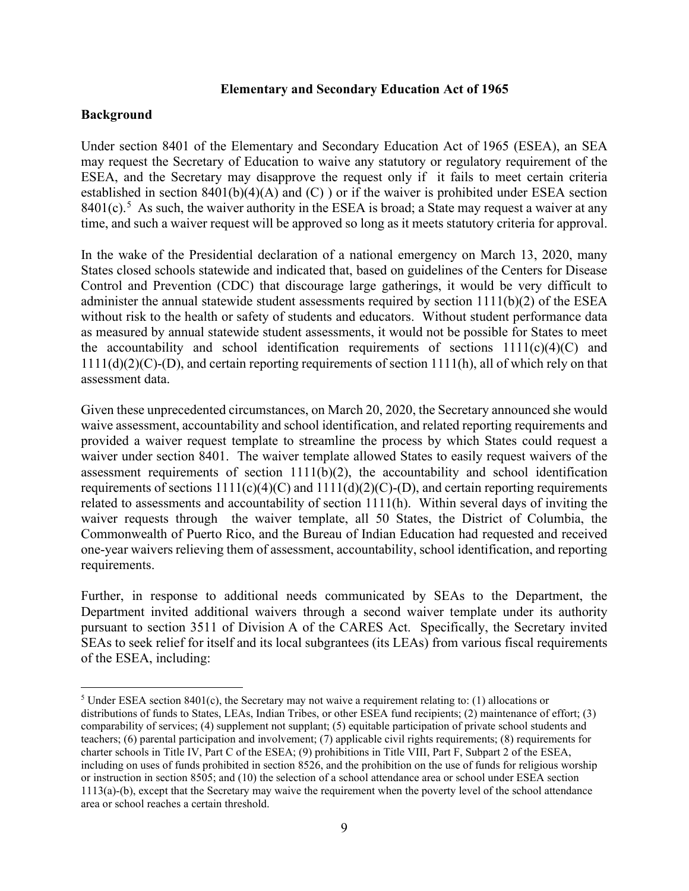**Elementary and Secondary Education Act of 1965**

**Background**

Under section 8401 of the Elementary and Secondary Education Act of 1965 (ESEA), an SEA may request the Secretary of Education to waive any statutory or regulatory requirement of the ESEA, and the Secretary may disapprove the request only if it fails to meet certain criteria established in section 8401(b)(4)(A) and (C) ) or if the waiver is prohibited under ESEA section 8401(c).[5] As such, the waiver authority in the ESEA is broad; a State may request a waiver at any time, and such a waiver request will be approved so long as it meets statutory criteria for approval.

In the wake of the Presidential declaration of a national emergency on March 13, 2020, many States closed schools statewide and indicated that, based on guidelines of the Centers for Disease Control and Prevention (CDC) that discourage large gatherings, it would be very difficult to administer the annual statewide student assessments required by section 1111(b)(2) of the ESEA without risk to the health or safety of students and educators. Without student performance data as measured by annual statewide student assessments, it would not be possible for States to meet the accountability and school identification requirements of sections 1111(c)(4)(C) and 1111(d)(2)(C)-(D), and certain reporting requirements of section 1111(h), all of which rely on that assessment data.

Given these unprecedented circumstances, on March 20, 2020, the Secretary announced she would waive assessment, accountability and school identification, and related reporting requirements and provided a waiver request template to streamline the process by which States could request a waiver under section 8401. The waiver template allowed States to easily request waivers of the assessment requirements of section 1111(b)(2), the accountability and school identification requirements of sections 1111(c)(4)(C) and 1111(d)(2)(C)-(D), and certain reporting requirements related to assessments and accountability of section 1111(h). Within several days of inviting the waiver requests through the waiver template, all 50 States, the District of Columbia, the Commonwealth of Puerto Rico, and the Bureau of Indian Education had requested and received one-year waivers relieving them of assessment, accountability, school identification, and reporting requirements.

Further, in response to additional needs communicated by SEAs to the Department, the Department invited additional waivers through a second waiver template under its authority pursuant to section 3511 of Division A of the CARES Act. Specifically, the Secretary invited SEAs to seek relief for itself and its local subgrantees (its LEAs) from various fiscal requirements of the ESEA, including:

---

[5] Under ESEA section 8401(c), the Secretary may not waive a requirement relating to: (1) allocations or distributions of funds to States, LEAs, Indian Tribes, or other ESEA fund recipients; (2) maintenance of effort; (3) comparability of services; (4) supplement not supplant; (5) equitable participation of private school students and teachers; (6) parental participation and involvement; (7) applicable civil rights requirements; (8) requirements for charter schools in Title IV, Part C of the ESEA; (9) prohibitions in Title VIII, Part F, Subpart 2 of the ESEA, including on uses of funds prohibited in section 8526, and the prohibition on the use of funds for religious worship or instruction in section 8505; and (10) the selection of a school attendance area or school under ESEA section 1113(a)-(b), except that the Secretary may waive the requirement when the poverty level of the school attendance area or school reaches a certain threshold.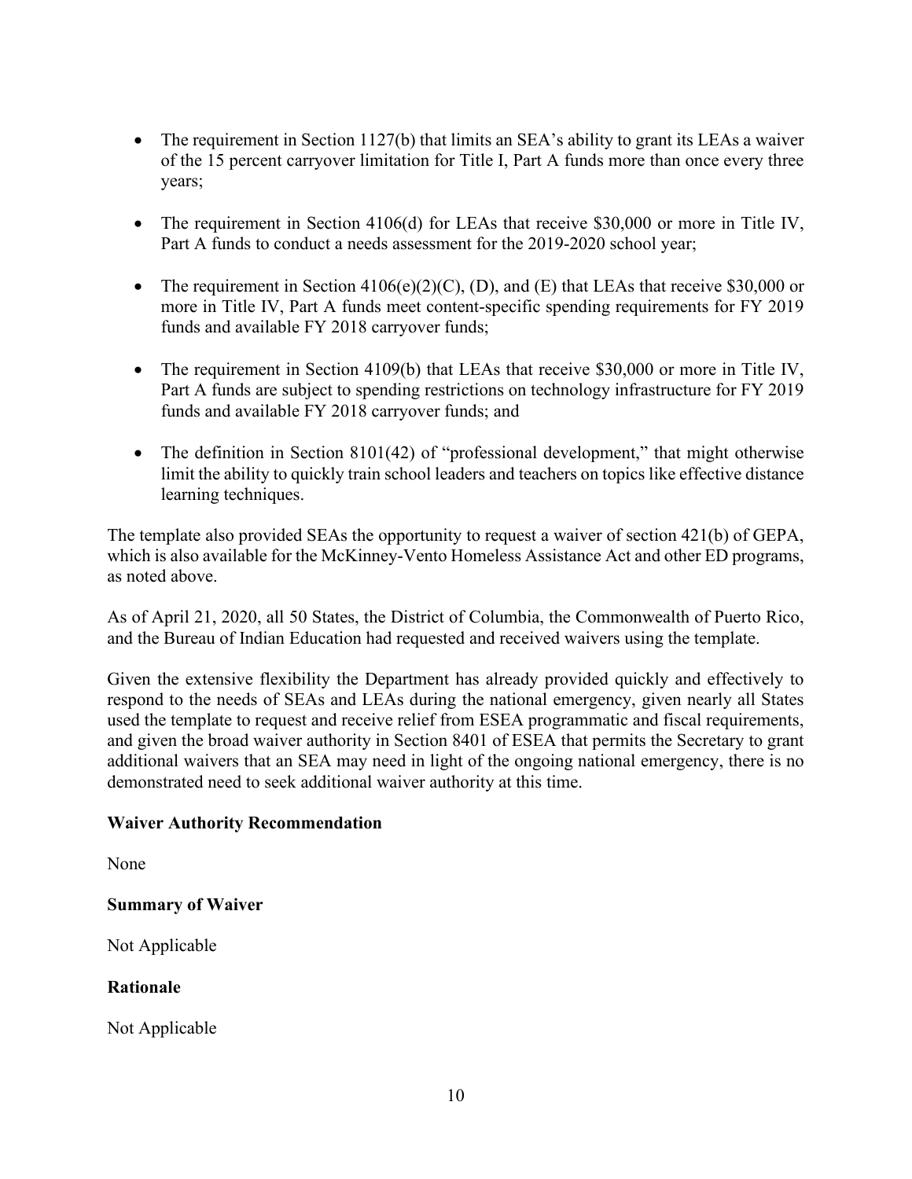- The requirement in Section 1127(b) that limits an SEA's ability to grant its LEAs a waiver of the 15 percent carryover limitation for Title I, Part A funds more than once every three years;

- The requirement in Section 4106(d) for LEAs that receive $30,000 or more in Title IV, Part A funds to conduct a needs assessment for the 2019-2020 school year;

- The requirement in Section 4106(e)(2)(C), (D), and (E) that LEAs that receive $30,000 or more in Title IV, Part A funds meet content-specific spending requirements for FY 2019 funds and available FY 2018 carryover funds;

- The requirement in Section 4109(b) that LEAs that receive $30,000 or more in Title IV, Part A funds are subject to spending restrictions on technology infrastructure for FY 2019 funds and available FY 2018 carryover funds; and

- The definition in Section 8101(42) of "professional development," that might otherwise limit the ability to quickly train school leaders and teachers on topics like effective distance learning techniques.

The template also provided SEAs the opportunity to request a waiver of section 421(b) of GEPA, which is also available for the McKinney-Vento Homeless Assistance Act and other ED programs, as noted above.

As of April 21, 2020, all 50 States, the District of Columbia, the Commonwealth of Puerto Rico, and the Bureau of Indian Education had requested and received waivers using the template.

Given the extensive flexibility the Department has already provided quickly and effectively to respond to the needs of SEAs and LEAs during the national emergency, given nearly all States used the template to request and receive relief from ESEA programmatic and fiscal requirements, and given the broad waiver authority in Section 8401 of ESEA that permits the Secretary to grant additional waivers that an SEA may need in light of the ongoing national emergency, there is no demonstrated need to seek additional waiver authority at this time.

**Waiver Authority Recommendation**

None

**Summary of Waiver**

Not Applicable

**Rationale**

Not Applicable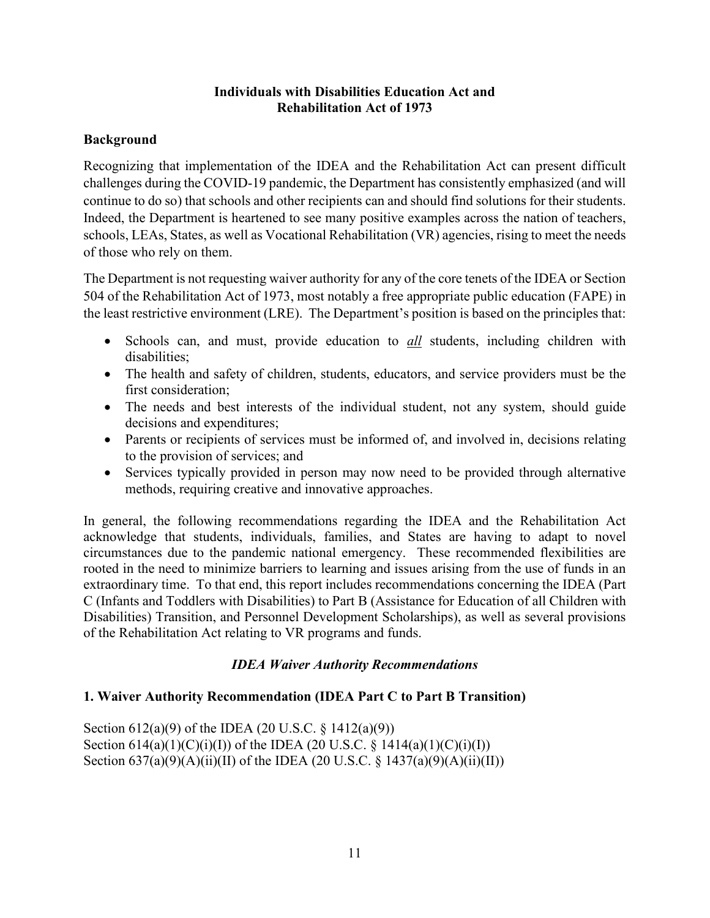## Individuals with Disabilities Education Act and Rehabilitation Act of 1973

### Background

Recognizing that implementation of the IDEA and the Rehabilitation Act can present difficult challenges during the COVID-19 pandemic, the Department has consistently emphasized (and will continue to do so) that schools and other recipients can and should find solutions for their students. Indeed, the Department is heartened to see many positive examples across the nation of teachers, schools, LEAs, States, as well as Vocational Rehabilitation (VR) agencies, rising to meet the needs of those who rely on them.

The Department is not requesting waiver authority for any of the core tenets of the IDEA or Section 504 of the Rehabilitation Act of 1973, most notably a free appropriate public education (FAPE) in the least restrictive environment (LRE). The Department's position is based on the principles that:

- Schools can, and must, provide education to ***all*** students, including children with disabilities;
- The health and safety of children, students, educators, and service providers must be the first consideration;
- The needs and best interests of the individual student, not any system, should guide decisions and expenditures;
- Parents or recipients of services must be informed of, and involved in, decisions relating to the provision of services; and
- Services typically provided in person may now need to be provided through alternative methods, requiring creative and innovative approaches.

In general, the following recommendations regarding the IDEA and the Rehabilitation Act acknowledge that students, individuals, families, and States are having to adapt to novel circumstances due to the pandemic national emergency. These recommended flexibilities are rooted in the need to minimize barriers to learning and issues arising from the use of funds in an extraordinary time. To that end, this report includes recommendations concerning the IDEA (Part C (Infants and Toddlers with Disabilities) to Part B (Assistance for Education of all Children with Disabilities) Transition, and Personnel Development Scholarships), as well as several provisions of the Rehabilitation Act relating to VR programs and funds.

### *IDEA Waiver Authority Recommendations*

### 1. Waiver Authority Recommendation (IDEA Part C to Part B Transition)

Section 612(a)(9) of the IDEA (20 U.S.C. § 1412(a)(9))
Section 614(a)(1)(C)(i)(I)) of the IDEA (20 U.S.C. § 1414(a)(1)(C)(i)(I))
Section 637(a)(9)(A)(ii)(II) of the IDEA (20 U.S.C. § 1437(a)(9)(A)(ii)(II))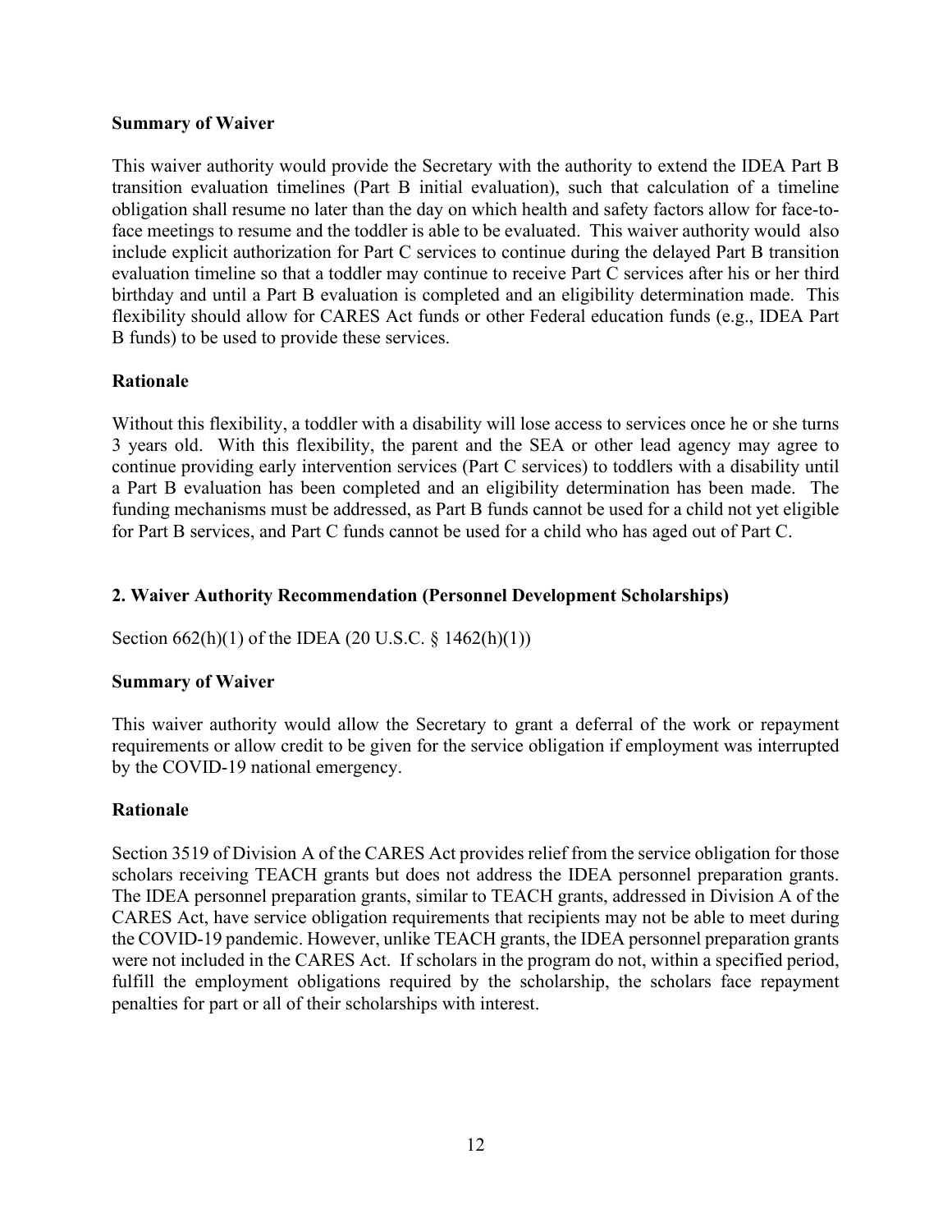**Summary of Waiver**

This waiver authority would provide the Secretary with the authority to extend the IDEA Part B transition evaluation timelines (Part B initial evaluation), such that calculation of a timeline obligation shall resume no later than the day on which health and safety factors allow for face-to-face meetings to resume and the toddler is able to be evaluated. This waiver authority would also include explicit authorization for Part C services to continue during the delayed Part B transition evaluation timeline so that a toddler may continue to receive Part C services after his or her third birthday and until a Part B evaluation is completed and an eligibility determination made. This flexibility should allow for CARES Act funds or other Federal education funds (e.g., IDEA Part B funds) to be used to provide these services.

**Rationale**

Without this flexibility, a toddler with a disability will lose access to services once he or she turns 3 years old. With this flexibility, the parent and the SEA or other lead agency may agree to continue providing early intervention services (Part C services) to toddlers with a disability until a Part B evaluation has been completed and an eligibility determination has been made. The funding mechanisms must be addressed, as Part B funds cannot be used for a child not yet eligible for Part B services, and Part C funds cannot be used for a child who has aged out of Part C.

**2. Waiver Authority Recommendation (Personnel Development Scholarships)**

Section 662(h)(1) of the IDEA (20 U.S.C. § 1462(h)(1))

**Summary of Waiver**

This waiver authority would allow the Secretary to grant a deferral of the work or repayment requirements or allow credit to be given for the service obligation if employment was interrupted by the COVID-19 national emergency.

**Rationale**

Section 3519 of Division A of the CARES Act provides relief from the service obligation for those scholars receiving TEACH grants but does not address the IDEA personnel preparation grants. The IDEA personnel preparation grants, similar to TEACH grants, addressed in Division A of the CARES Act, have service obligation requirements that recipients may not be able to meet during the COVID-19 pandemic. However, unlike TEACH grants, the IDEA personnel preparation grants were not included in the CARES Act. If scholars in the program do not, within a specified period, fulfill the employment obligations required by the scholarship, the scholars face repayment penalties for part or all of their scholarships with interest.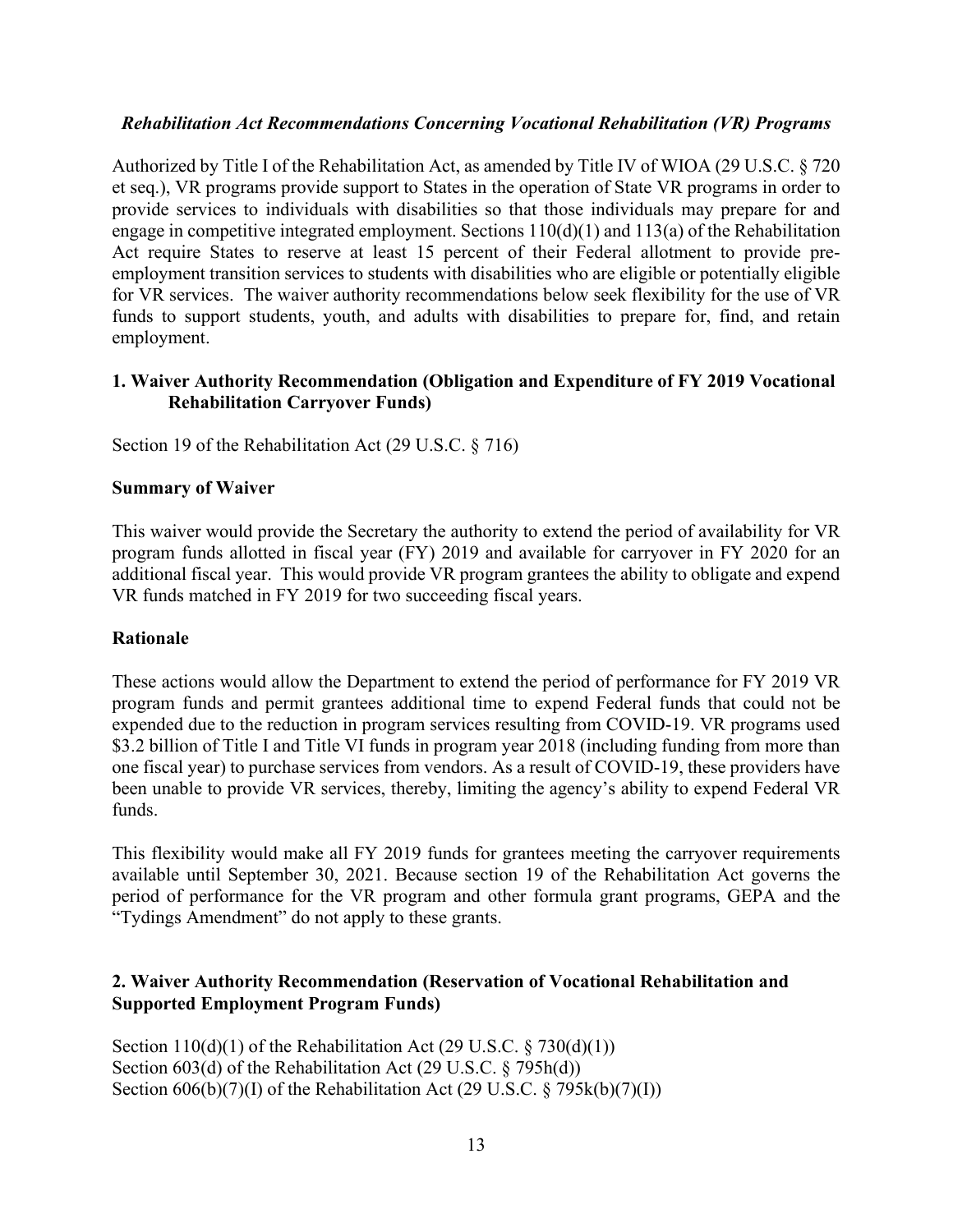***Rehabilitation Act Recommendations Concerning Vocational Rehabilitation (VR) Programs***

Authorized by Title I of the Rehabilitation Act, as amended by Title IV of WIOA (29 U.S.C. § 720 et seq.), VR programs provide support to States in the operation of State VR programs in order to provide services to individuals with disabilities so that those individuals may prepare for and engage in competitive integrated employment. Sections 110(d)(1) and 113(a) of the Rehabilitation Act require States to reserve at least 15 percent of their Federal allotment to provide pre-employment transition services to students with disabilities who are eligible or potentially eligible for VR services. The waiver authority recommendations below seek flexibility for the use of VR funds to support students, youth, and adults with disabilities to prepare for, find, and retain employment.

### 1. Waiver Authority Recommendation (Obligation and Expenditure of FY 2019 Vocational Rehabilitation Carryover Funds)

Section 19 of the Rehabilitation Act (29 U.S.C. § 716)

**Summary of Waiver**

This waiver would provide the Secretary the authority to extend the period of availability for VR program funds allotted in fiscal year (FY) 2019 and available for carryover in FY 2020 for an additional fiscal year. This would provide VR program grantees the ability to obligate and expend VR funds matched in FY 2019 for two succeeding fiscal years.

**Rationale**

These actions would allow the Department to extend the period of performance for FY 2019 VR program funds and permit grantees additional time to expend Federal funds that could not be expended due to the reduction in program services resulting from COVID-19. VR programs used $3.2 billion of Title I and Title VI funds in program year 2018 (including funding from more than one fiscal year) to purchase services from vendors. As a result of COVID-19, these providers have been unable to provide VR services, thereby, limiting the agency's ability to expend Federal VR funds.

This flexibility would make all FY 2019 funds for grantees meeting the carryover requirements available until September 30, 2021. Because section 19 of the Rehabilitation Act governs the period of performance for the VR program and other formula grant programs, GEPA and the "Tydings Amendment" do not apply to these grants.

### 2. Waiver Authority Recommendation (Reservation of Vocational Rehabilitation and Supported Employment Program Funds)

Section 110(d)(1) of the Rehabilitation Act (29 U.S.C. § 730(d)(1))
Section 603(d) of the Rehabilitation Act (29 U.S.C. § 795h(d))
Section 606(b)(7)(I) of the Rehabilitation Act (29 U.S.C. § 795k(b)(7)(I))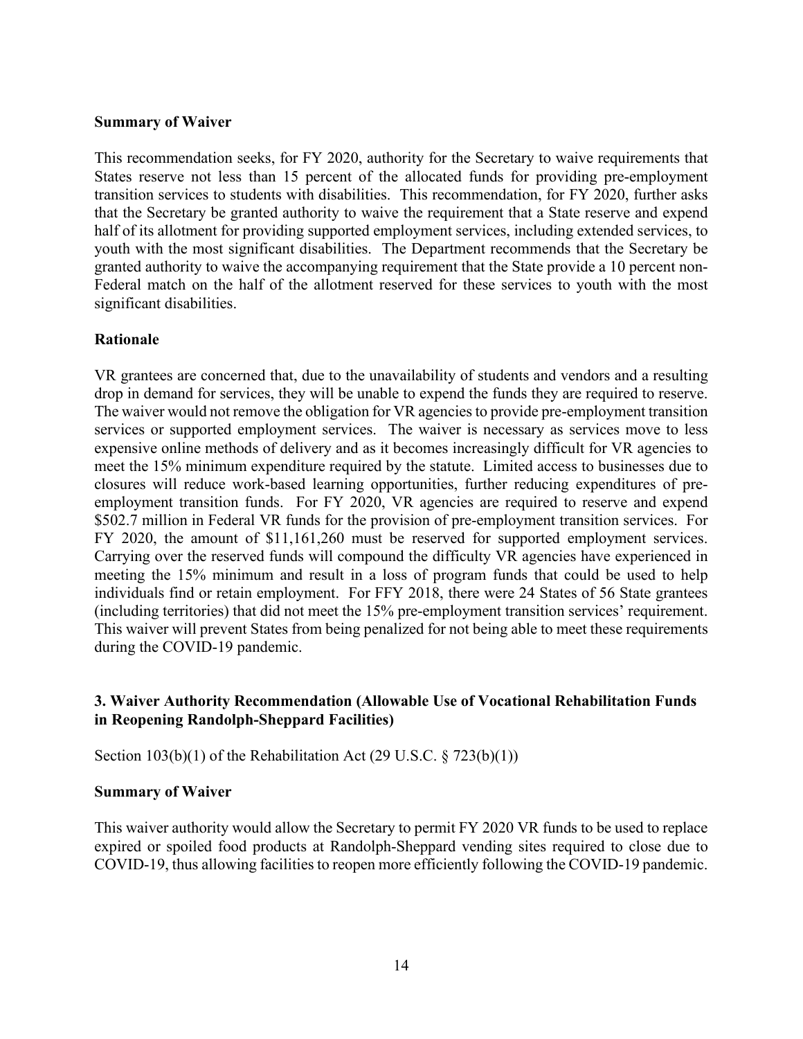**Summary of Waiver**

This recommendation seeks, for FY 2020, authority for the Secretary to waive requirements that States reserve not less than 15 percent of the allocated funds for providing pre-employment transition services to students with disabilities. This recommendation, for FY 2020, further asks that the Secretary be granted authority to waive the requirement that a State reserve and expend half of its allotment for providing supported employment services, including extended services, to youth with the most significant disabilities. The Department recommends that the Secretary be granted authority to waive the accompanying requirement that the State provide a 10 percent non-Federal match on the half of the allotment reserved for these services to youth with the most significant disabilities.

**Rationale**

VR grantees are concerned that, due to the unavailability of students and vendors and a resulting drop in demand for services, they will be unable to expend the funds they are required to reserve. The waiver would not remove the obligation for VR agencies to provide pre-employment transition services or supported employment services. The waiver is necessary as services move to less expensive online methods of delivery and as it becomes increasingly difficult for VR agencies to meet the 15% minimum expenditure required by the statute. Limited access to businesses due to closures will reduce work-based learning opportunities, further reducing expenditures of pre-employment transition funds. For FY 2020, VR agencies are required to reserve and expend $502.7 million in Federal VR funds for the provision of pre-employment transition services. For FY 2020, the amount of $11,161,260 must be reserved for supported employment services. Carrying over the reserved funds will compound the difficulty VR agencies have experienced in meeting the 15% minimum and result in a loss of program funds that could be used to help individuals find or retain employment. For FFY 2018, there were 24 States of 56 State grantees (including territories) that did not meet the 15% pre-employment transition services' requirement. This waiver will prevent States from being penalized for not being able to meet these requirements during the COVID-19 pandemic.

### 3. Waiver Authority Recommendation (Allowable Use of Vocational Rehabilitation Funds in Reopening Randolph-Sheppard Facilities)

Section 103(b)(1) of the Rehabilitation Act (29 U.S.C. § 723(b)(1))

**Summary of Waiver**

This waiver authority would allow the Secretary to permit FY 2020 VR funds to be used to replace expired or spoiled food products at Randolph-Sheppard vending sites required to close due to COVID-19, thus allowing facilities to reopen more efficiently following the COVID-19 pandemic.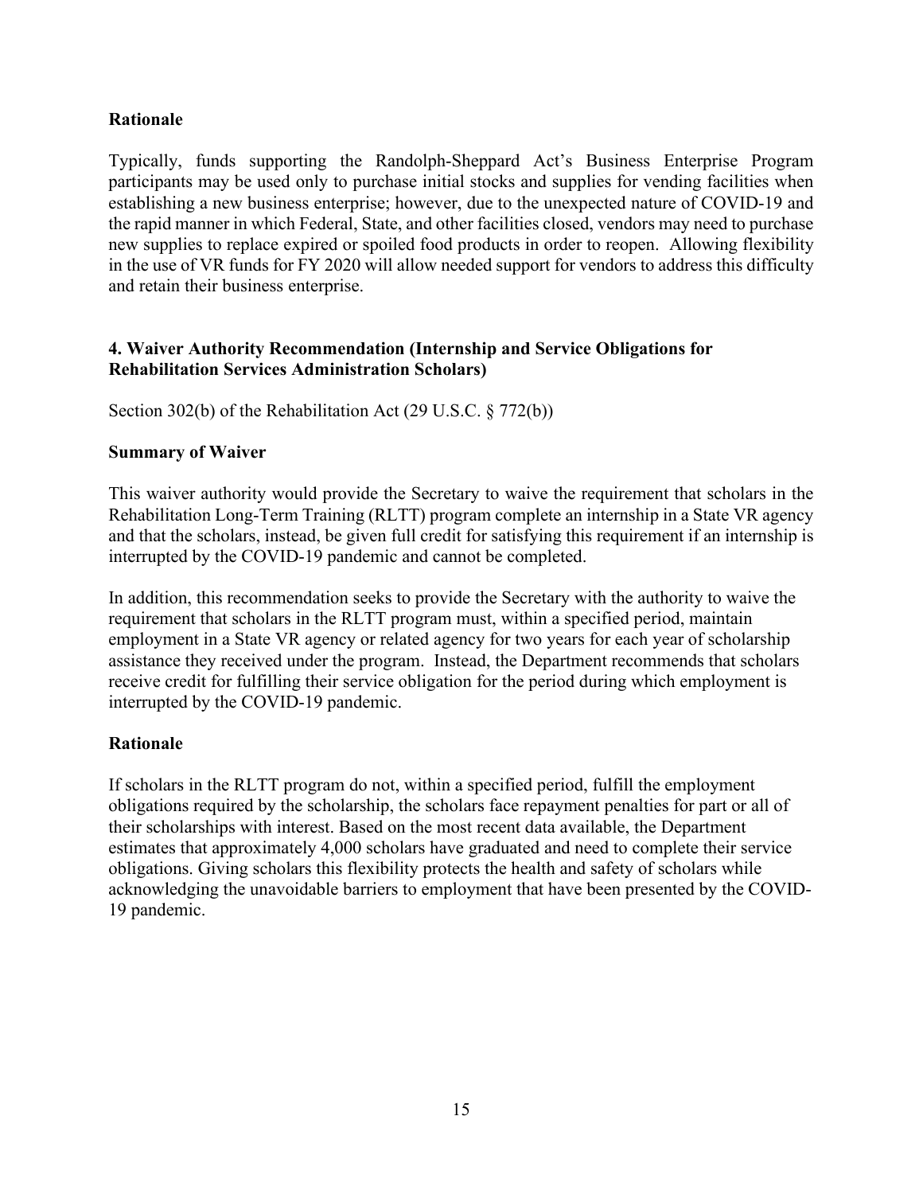**Rationale**

Typically, funds supporting the Randolph-Sheppard Act's Business Enterprise Program participants may be used only to purchase initial stocks and supplies for vending facilities when establishing a new business enterprise; however, due to the unexpected nature of COVID-19 and the rapid manner in which Federal, State, and other facilities closed, vendors may need to purchase new supplies to replace expired or spoiled food products in order to reopen. Allowing flexibility in the use of VR funds for FY 2020 will allow needed support for vendors to address this difficulty and retain their business enterprise.

**4. Waiver Authority Recommendation (Internship and Service Obligations for Rehabilitation Services Administration Scholars)**

Section 302(b) of the Rehabilitation Act (29 U.S.C. § 772(b))

**Summary of Waiver**

This waiver authority would provide the Secretary to waive the requirement that scholars in the Rehabilitation Long-Term Training (RLTT) program complete an internship in a State VR agency and that the scholars, instead, be given full credit for satisfying this requirement if an internship is interrupted by the COVID-19 pandemic and cannot be completed.

In addition, this recommendation seeks to provide the Secretary with the authority to waive the requirement that scholars in the RLTT program must, within a specified period, maintain employment in a State VR agency or related agency for two years for each year of scholarship assistance they received under the program. Instead, the Department recommends that scholars receive credit for fulfilling their service obligation for the period during which employment is interrupted by the COVID-19 pandemic.

**Rationale**

If scholars in the RLTT program do not, within a specified period, fulfill the employment obligations required by the scholarship, the scholars face repayment penalties for part or all of their scholarships with interest. Based on the most recent data available, the Department estimates that approximately 4,000 scholars have graduated and need to complete their service obligations. Giving scholars this flexibility protects the health and safety of scholars while acknowledging the unavoidable barriers to employment that have been presented by the COVID-19 pandemic.